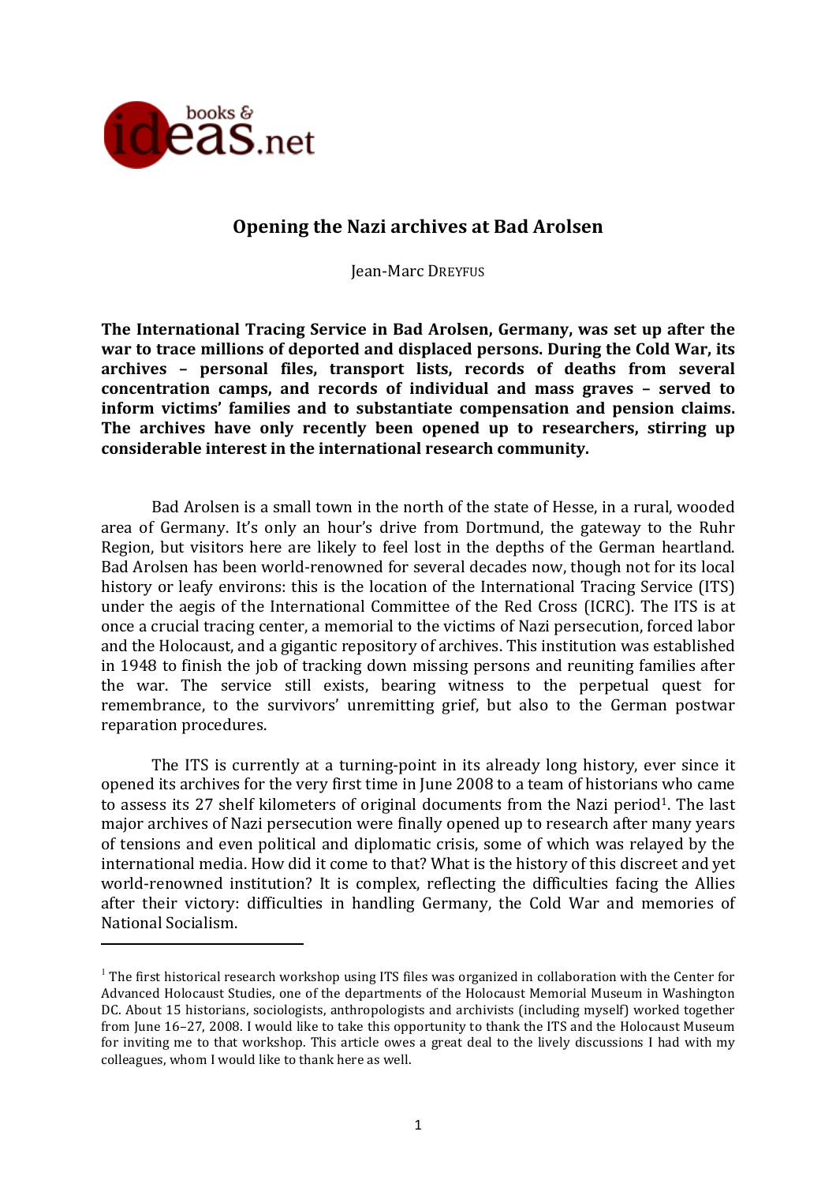# Opening the Nazi archives at Bad Arolsen

Jean-Marc DREYFUS

**The International Tracing Service in Bad Arolsen, Germany, was set up after the war to trace millions of deported and displaced persons. During the Cold War, its archives – personal files, transport lists, records of deaths from several concentration camps, and records of individual and mass graves – served to inform victims' families and to substantiate compensation and pension claims. The archives have only recently been opened up to researchers, stirring up considerable interest in the international research community.**

Bad Arolsen is a small town in the north of the state of Hesse, in a rural, wooded area of Germany. It's only an hour's drive from Dortmund, the gateway to the Ruhr Region, but visitors here are likely to feel lost in the depths of the German heartland. Bad Arolsen has been world-renowned for several decades now, though not for its local history or leafy environs: this is the location of the International Tracing Service (ITS) under the aegis of the International Committee of the Red Cross (ICRC). The ITS is at once a crucial tracing center, a memorial to the victims of Nazi persecution, forced labor and the Holocaust, and a gigantic repository of archives. This institution was established in 1948 to finish the job of tracking down missing persons and reuniting families after the war. The service still exists, bearing witness to the perpetual quest for remembrance, to the survivors' unremitting grief, but also to the German postwar reparation procedures.

The ITS is currently at a turning-point in its already long history, ever since it opened its archives for the very first time in June 2008 to a team of historians who came to assess its 27 shelf kilometers of original documents from the Nazi period[1]. The last major archives of Nazi persecution were finally opened up to research after many years of tensions and even political and diplomatic crisis, some of which was relayed by the international media. How did it come to that? What is the history of this discreet and yet world-renowned institution? It is complex, reflecting the difficulties facing the Allies after their victory: difficulties in handling Germany, the Cold War and memories of National Socialism.

[1] The first historical research workshop using ITS files was organized in collaboration with the Center for Advanced Holocaust Studies, one of the departments of the Holocaust Memorial Museum in Washington DC. About 15 historians, sociologists, anthropologists and archivists (including myself) worked together from June 16–27, 2008. I would like to take this opportunity to thank the ITS and the Holocaust Museum for inviting me to that workshop. This article owes a great deal to the lively discussions I had with my colleagues, whom I would like to thank here as well.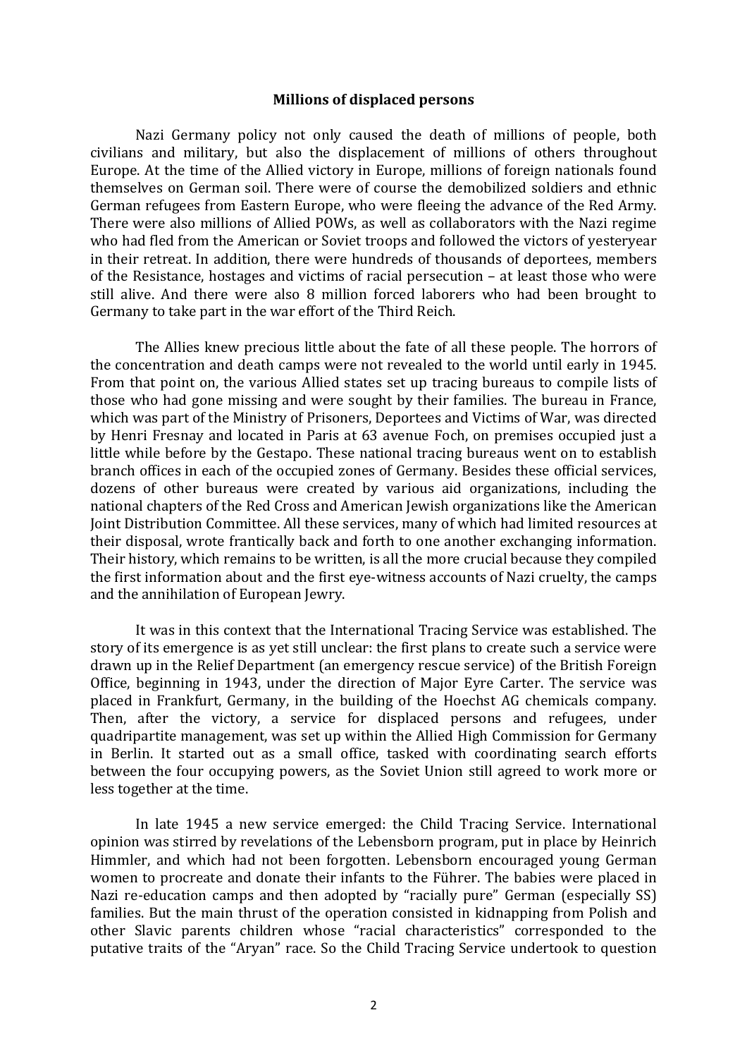## Millions of displaced persons

Nazi Germany policy not only caused the death of millions of people, both civilians and military, but also the displacement of millions of others throughout Europe. At the time of the Allied victory in Europe, millions of foreign nationals found themselves on German soil. There were of course the demobilized soldiers and ethnic German refugees from Eastern Europe, who were fleeing the advance of the Red Army. There were also millions of Allied POWs, as well as collaborators with the Nazi regime who had fled from the American or Soviet troops and followed the victors of yesteryear in their retreat. In addition, there were hundreds of thousands of deportees, members of the Resistance, hostages and victims of racial persecution – at least those who were still alive. And there were also 8 million forced laborers who had been brought to Germany to take part in the war effort of the Third Reich.

The Allies knew precious little about the fate of all these people. The horrors of the concentration and death camps were not revealed to the world until early in 1945. From that point on, the various Allied states set up tracing bureaus to compile lists of those who had gone missing and were sought by their families. The bureau in France, which was part of the Ministry of Prisoners, Deportees and Victims of War, was directed by Henri Fresnay and located in Paris at 63 avenue Foch, on premises occupied just a little while before by the Gestapo. These national tracing bureaus went on to establish branch offices in each of the occupied zones of Germany. Besides these official services, dozens of other bureaus were created by various aid organizations, including the national chapters of the Red Cross and American Jewish organizations like the American Joint Distribution Committee. All these services, many of which had limited resources at their disposal, wrote frantically back and forth to one another exchanging information. Their history, which remains to be written, is all the more crucial because they compiled the first information about and the first eye-witness accounts of Nazi cruelty, the camps and the annihilation of European Jewry.

It was in this context that the International Tracing Service was established. The story of its emergence is as yet still unclear: the first plans to create such a service were drawn up in the Relief Department (an emergency rescue service) of the British Foreign Office, beginning in 1943, under the direction of Major Eyre Carter. The service was placed in Frankfurt, Germany, in the building of the Hoechst AG chemicals company. Then, after the victory, a service for displaced persons and refugees, under quadripartite management, was set up within the Allied High Commission for Germany in Berlin. It started out as a small office, tasked with coordinating search efforts between the four occupying powers, as the Soviet Union still agreed to work more or less together at the time.

In late 1945 a new service emerged: the Child Tracing Service. International opinion was stirred by revelations of the Lebensborn program, put in place by Heinrich Himmler, and which had not been forgotten. Lebensborn encouraged young German women to procreate and donate their infants to the Führer. The babies were placed in Nazi re-education camps and then adopted by "racially pure" German (especially SS) families. But the main thrust of the operation consisted in kidnapping from Polish and other Slavic parents children whose "racial characteristics" corresponded to the putative traits of the "Aryan" race. So the Child Tracing Service undertook to question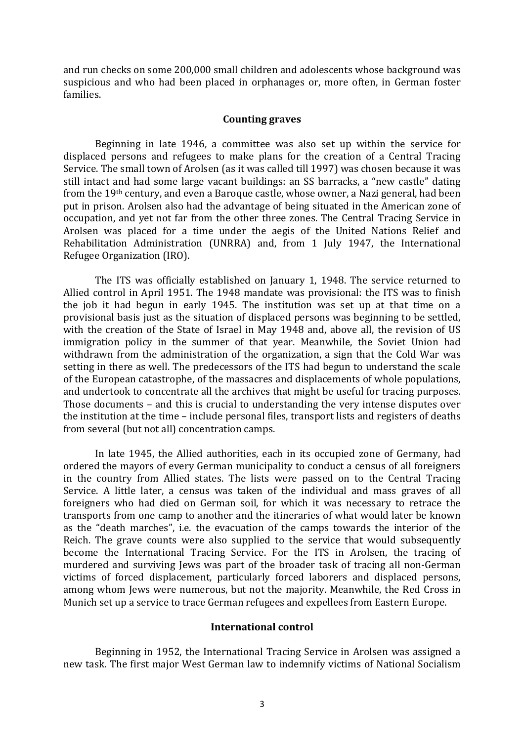and run checks on some 200,000 small children and adolescents whose background was suspicious and who had been placed in orphanages or, more often, in German foster families.

### Counting graves

Beginning in late 1946, a committee was also set up within the service for displaced persons and refugees to make plans for the creation of a Central Tracing Service. The small town of Arolsen (as it was called till 1997) was chosen because it was still intact and had some large vacant buildings: an SS barracks, a "new castle" dating from the 19th century, and even a Baroque castle, whose owner, a Nazi general, had been put in prison. Arolsen also had the advantage of being situated in the American zone of occupation, and yet not far from the other three zones. The Central Tracing Service in Arolsen was placed for a time under the aegis of the United Nations Relief and Rehabilitation Administration (UNRRA) and, from 1 July 1947, the International Refugee Organization (IRO).

The ITS was officially established on January 1, 1948. The service returned to Allied control in April 1951. The 1948 mandate was provisional: the ITS was to finish the job it had begun in early 1945. The institution was set up at that time on a provisional basis just as the situation of displaced persons was beginning to be settled, with the creation of the State of Israel in May 1948 and, above all, the revision of US immigration policy in the summer of that year. Meanwhile, the Soviet Union had withdrawn from the administration of the organization, a sign that the Cold War was setting in there as well. The predecessors of the ITS had begun to understand the scale of the European catastrophe, of the massacres and displacements of whole populations, and undertook to concentrate all the archives that might be useful for tracing purposes. Those documents – and this is crucial to understanding the very intense disputes over the institution at the time – include personal files, transport lists and registers of deaths from several (but not all) concentration camps.

In late 1945, the Allied authorities, each in its occupied zone of Germany, had ordered the mayors of every German municipality to conduct a census of all foreigners in the country from Allied states. The lists were passed on to the Central Tracing Service. A little later, a census was taken of the individual and mass graves of all foreigners who had died on German soil, for which it was necessary to retrace the transports from one camp to another and the itineraries of what would later be known as the "death marches", i.e. the evacuation of the camps towards the interior of the Reich. The grave counts were also supplied to the service that would subsequently become the International Tracing Service. For the ITS in Arolsen, the tracing of murdered and surviving Jews was part of the broader task of tracing all non-German victims of forced displacement, particularly forced laborers and displaced persons, among whom Jews were numerous, but not the majority. Meanwhile, the Red Cross in Munich set up a service to trace German refugees and expellees from Eastern Europe.

### International control

Beginning in 1952, the International Tracing Service in Arolsen was assigned a new task. The first major West German law to indemnify victims of National Socialism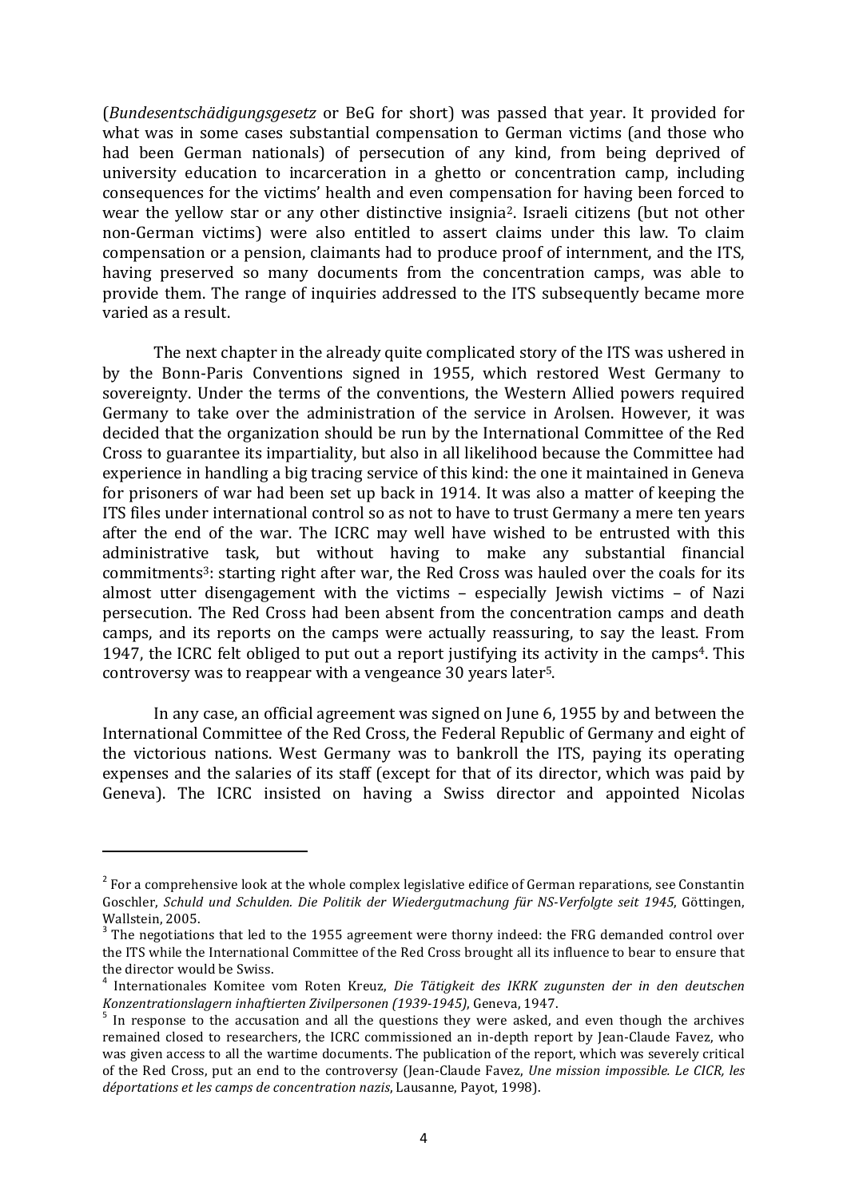(*Bundesentschädigungsgesetz* or BeG for short) was passed that year. It provided for what was in some cases substantial compensation to German victims (and those who had been German nationals) of persecution of any kind, from being deprived of university education to incarceration in a ghetto or concentration camp, including consequences for the victims' health and even compensation for having been forced to wear the yellow star or any other distinctive insignia[2]. Israeli citizens (but not other non-German victims) were also entitled to assert claims under this law. To claim compensation or a pension, claimants had to produce proof of internment, and the ITS, having preserved so many documents from the concentration camps, was able to provide them. The range of inquiries addressed to the ITS subsequently became more varied as a result.

The next chapter in the already quite complicated story of the ITS was ushered in by the Bonn-Paris Conventions signed in 1955, which restored West Germany to sovereignty. Under the terms of the conventions, the Western Allied powers required Germany to take over the administration of the service in Arolsen. However, it was decided that the organization should be run by the International Committee of the Red Cross to guarantee its impartiality, but also in all likelihood because the Committee had experience in handling a big tracing service of this kind: the one it maintained in Geneva for prisoners of war had been set up back in 1914. It was also a matter of keeping the ITS files under international control so as not to have to trust Germany a mere ten years after the end of the war. The ICRC may well have wished to be entrusted with this administrative task, but without having to make any substantial financial commitments[3]: starting right after war, the Red Cross was hauled over the coals for its almost utter disengagement with the victims – especially Jewish victims – of Nazi persecution. The Red Cross had been absent from the concentration camps and death camps, and its reports on the camps were actually reassuring, to say the least. From 1947, the ICRC felt obliged to put out a report justifying its activity in the camps[4]. This controversy was to reappear with a vengeance 30 years later[5].

In any case, an official agreement was signed on June 6, 1955 by and between the International Committee of the Red Cross, the Federal Republic of Germany and eight of the victorious nations. West Germany was to bankroll the ITS, paying its operating expenses and the salaries of its staff (except for that of its director, which was paid by Geneva). The ICRC insisted on having a Swiss director and appointed Nicolas

---

[2] For a comprehensive look at the whole complex legislative edifice of German reparations, see Constantin Goschler, *Schuld und Schulden. Die Politik der Wiedergutmachung für NS-Verfolgte seit 1945*, Göttingen, Wallstein, 2005.

[3] The negotiations that led to the 1955 agreement were thorny indeed: the FRG demanded control over the ITS while the International Committee of the Red Cross brought all its influence to bear to ensure that the director would be Swiss.

[4] Internationales Komitee vom Roten Kreuz, *Die Tätigkeit des IKRK zugunsten der in den deutschen Konzentrationslagern inhaftierten Zivilpersonen (1939-1945)*, Geneva, 1947.

[5] In response to the accusation and all the questions they were asked, and even though the archives remained closed to researchers, the ICRC commissioned an in-depth report by Jean-Claude Favez, who was given access to all the wartime documents. The publication of the report, which was severely critical of the Red Cross, put an end to the controversy (Jean-Claude Favez, *Une mission impossible. Le CICR, les déportations et les camps de concentration nazis*, Lausanne, Payot, 1998).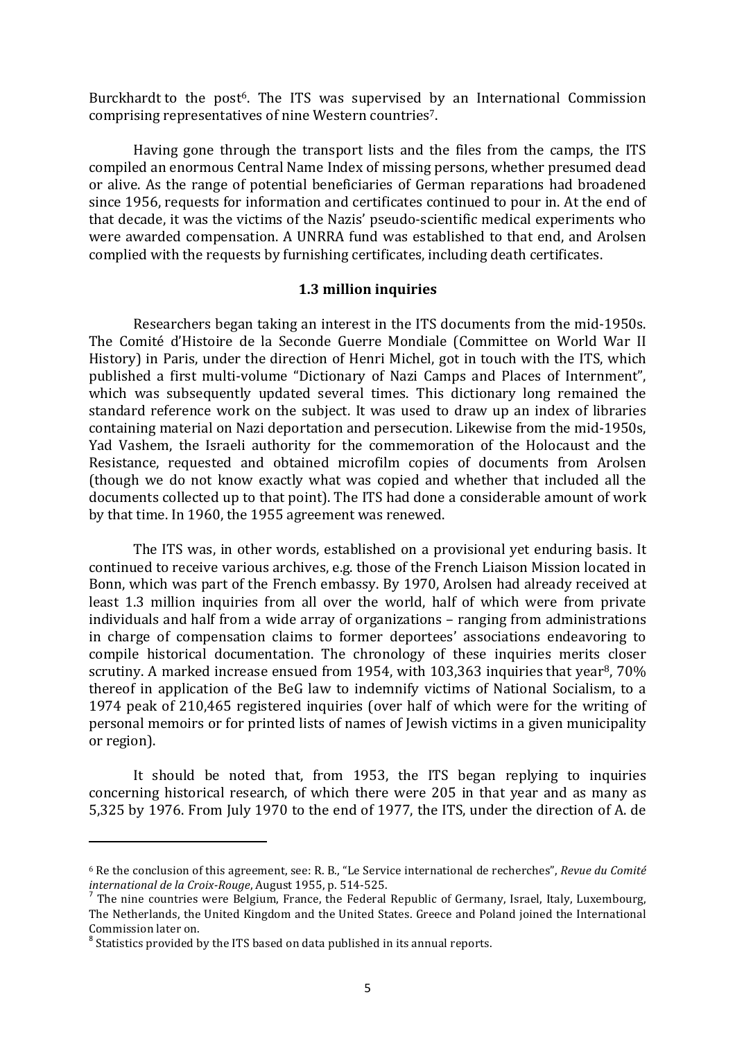Burckhardt to the post[6]. The ITS was supervised by an International Commission comprising representatives of nine Western countries[7].

Having gone through the transport lists and the files from the camps, the ITS compiled an enormous Central Name Index of missing persons, whether presumed dead or alive. As the range of potential beneficiaries of German reparations had broadened since 1956, requests for information and certificates continued to pour in. At the end of that decade, it was the victims of the Nazis' pseudo-scientific medical experiments who were awarded compensation. A UNRRA fund was established to that end, and Arolsen complied with the requests by furnishing certificates, including death certificates.

### 1.3 million inquiries

Researchers began taking an interest in the ITS documents from the mid-1950s. The Comité d'Histoire de la Seconde Guerre Mondiale (Committee on World War II History) in Paris, under the direction of Henri Michel, got in touch with the ITS, which published a first multi-volume "Dictionary of Nazi Camps and Places of Internment", which was subsequently updated several times. This dictionary long remained the standard reference work on the subject. It was used to draw up an index of libraries containing material on Nazi deportation and persecution. Likewise from the mid-1950s, Yad Vashem, the Israeli authority for the commemoration of the Holocaust and the Resistance, requested and obtained microfilm copies of documents from Arolsen (though we do not know exactly what was copied and whether that included all the documents collected up to that point). The ITS had done a considerable amount of work by that time. In 1960, the 1955 agreement was renewed.

The ITS was, in other words, established on a provisional yet enduring basis. It continued to receive various archives, e.g. those of the French Liaison Mission located in Bonn, which was part of the French embassy. By 1970, Arolsen had already received at least 1.3 million inquiries from all over the world, half of which were from private individuals and half from a wide array of organizations – ranging from administrations in charge of compensation claims to former deportees' associations endeavoring to compile historical documentation. The chronology of these inquiries merits closer scrutiny. A marked increase ensued from 1954, with 103,363 inquiries that year[8], 70% thereof in application of the BeG law to indemnify victims of National Socialism, to a 1974 peak of 210,465 registered inquiries (over half of which were for the writing of personal memoirs or for printed lists of names of Jewish victims in a given municipality or region).

It should be noted that, from 1953, the ITS began replying to inquiries concerning historical research, of which there were 205 in that year and as many as 5,325 by 1976. From July 1970 to the end of 1977, the ITS, under the direction of A. de

---

[6] Re the conclusion of this agreement, see: R. B., "Le Service international de recherches", *Revue du Comité international de la Croix-Rouge*, August 1955, p. 514-525.

[7] The nine countries were Belgium, France, the Federal Republic of Germany, Israel, Italy, Luxembourg, The Netherlands, the United Kingdom and the United States. Greece and Poland joined the International Commission later on.

[8] Statistics provided by the ITS based on data published in its annual reports.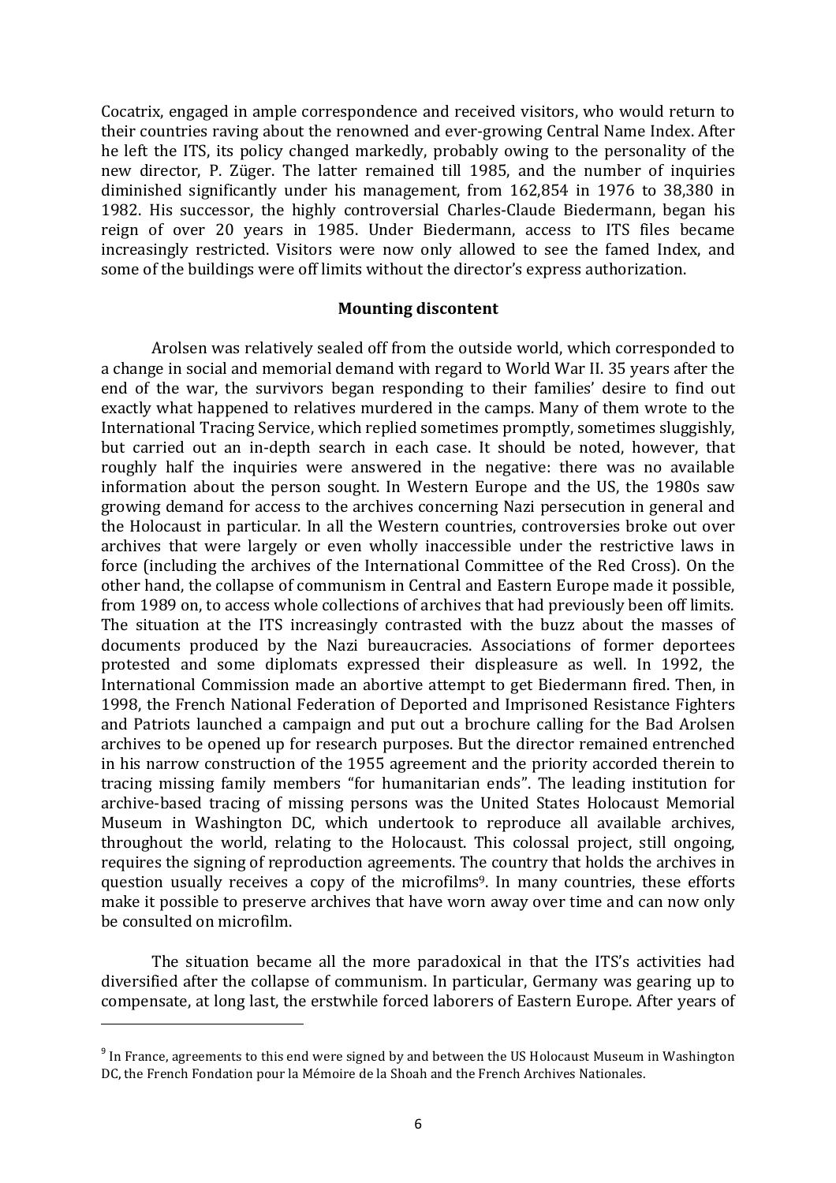Cocatrix, engaged in ample correspondence and received visitors, who would return to their countries raving about the renowned and ever-growing Central Name Index. After he left the ITS, its policy changed markedly, probably owing to the personality of the new director, P. Züger. The latter remained till 1985, and the number of inquiries diminished significantly under his management, from 162,854 in 1976 to 38,380 in 1982. His successor, the highly controversial Charles-Claude Biedermann, began his reign of over 20 years in 1985. Under Biedermann, access to ITS files became increasingly restricted. Visitors were now only allowed to see the famed Index, and some of the buildings were off limits without the director's express authorization.

### Mounting discontent

Arolsen was relatively sealed off from the outside world, which corresponded to a change in social and memorial demand with regard to World War II. 35 years after the end of the war, the survivors began responding to their families' desire to find out exactly what happened to relatives murdered in the camps. Many of them wrote to the International Tracing Service, which replied sometimes promptly, sometimes sluggishly, but carried out an in-depth search in each case. It should be noted, however, that roughly half the inquiries were answered in the negative: there was no available information about the person sought. In Western Europe and the US, the 1980s saw growing demand for access to the archives concerning Nazi persecution in general and the Holocaust in particular. In all the Western countries, controversies broke out over archives that were largely or even wholly inaccessible under the restrictive laws in force (including the archives of the International Committee of the Red Cross). On the other hand, the collapse of communism in Central and Eastern Europe made it possible, from 1989 on, to access whole collections of archives that had previously been off limits. The situation at the ITS increasingly contrasted with the buzz about the masses of documents produced by the Nazi bureaucracies. Associations of former deportees protested and some diplomats expressed their displeasure as well. In 1992, the International Commission made an abortive attempt to get Biedermann fired. Then, in 1998, the French National Federation of Deported and Imprisoned Resistance Fighters and Patriots launched a campaign and put out a brochure calling for the Bad Arolsen archives to be opened up for research purposes. But the director remained entrenched in his narrow construction of the 1955 agreement and the priority accorded therein to tracing missing family members "for humanitarian ends". The leading institution for archive-based tracing of missing persons was the United States Holocaust Memorial Museum in Washington DC, which undertook to reproduce all available archives, throughout the world, relating to the Holocaust. This colossal project, still ongoing, requires the signing of reproduction agreements. The country that holds the archives in question usually receives a copy of the microfilms[9]. In many countries, these efforts make it possible to preserve archives that have worn away over time and can now only be consulted on microfilm.

The situation became all the more paradoxical in that the ITS's activities had diversified after the collapse of communism. In particular, Germany was gearing up to compensate, at long last, the erstwhile forced laborers of Eastern Europe. After years of

---

[9] In France, agreements to this end were signed by and between the US Holocaust Museum in Washington DC, the French Fondation pour la Mémoire de la Shoah and the French Archives Nationales.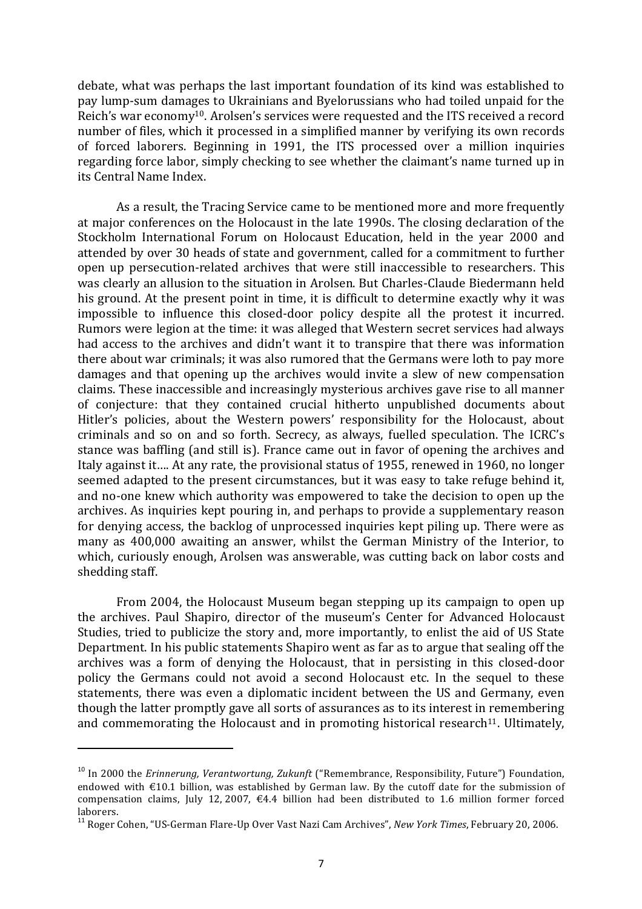debate, what was perhaps the last important foundation of its kind was established to pay lump-sum damages to Ukrainians and Byelorussians who had toiled unpaid for the Reich's war economy[10]. Arolsen's services were requested and the ITS received a record number of files, which it processed in a simplified manner by verifying its own records of forced laborers. Beginning in 1991, the ITS processed over a million inquiries regarding force labor, simply checking to see whether the claimant's name turned up in its Central Name Index.

As a result, the Tracing Service came to be mentioned more and more frequently at major conferences on the Holocaust in the late 1990s. The closing declaration of the Stockholm International Forum on Holocaust Education, held in the year 2000 and attended by over 30 heads of state and government, called for a commitment to further open up persecution-related archives that were still inaccessible to researchers. This was clearly an allusion to the situation in Arolsen. But Charles-Claude Biedermann held his ground. At the present point in time, it is difficult to determine exactly why it was impossible to influence this closed-door policy despite all the protest it incurred. Rumors were legion at the time: it was alleged that Western secret services had always had access to the archives and didn't want it to transpire that there was information there about war criminals; it was also rumored that the Germans were loth to pay more damages and that opening up the archives would invite a slew of new compensation claims. These inaccessible and increasingly mysterious archives gave rise to all manner of conjecture: that they contained crucial hitherto unpublished documents about Hitler's policies, about the Western powers' responsibility for the Holocaust, about criminals and so on and so forth. Secrecy, as always, fuelled speculation. The ICRC's stance was baffling (and still is). France came out in favor of opening the archives and Italy against it…. At any rate, the provisional status of 1955, renewed in 1960, no longer seemed adapted to the present circumstances, but it was easy to take refuge behind it, and no-one knew which authority was empowered to take the decision to open up the archives. As inquiries kept pouring in, and perhaps to provide a supplementary reason for denying access, the backlog of unprocessed inquiries kept piling up. There were as many as 400,000 awaiting an answer, whilst the German Ministry of the Interior, to which, curiously enough, Arolsen was answerable, was cutting back on labor costs and shedding staff.

From 2004, the Holocaust Museum began stepping up its campaign to open up the archives. Paul Shapiro, director of the museum's Center for Advanced Holocaust Studies, tried to publicize the story and, more importantly, to enlist the aid of US State Department. In his public statements Shapiro went as far as to argue that sealing off the archives was a form of denying the Holocaust, that in persisting in this closed-door policy the Germans could not avoid a second Holocaust etc. In the sequel to these statements, there was even a diplomatic incident between the US and Germany, even though the latter promptly gave all sorts of assurances as to its interest in remembering and commemorating the Holocaust and in promoting historical research[11]. Ultimately,

---

[10] In 2000 the *Erinnerung, Verantwortung, Zukunft* ("Remembrance, Responsibility, Future") Foundation, endowed with €10.1 billion, was established by German law. By the cutoff date for the submission of compensation claims, July 12, 2007, €4.4 billion had been distributed to 1.6 million former forced laborers.

[11] Roger Cohen, "US-German Flare-Up Over Vast Nazi Cam Archives", *New York Times*, February 20, 2006.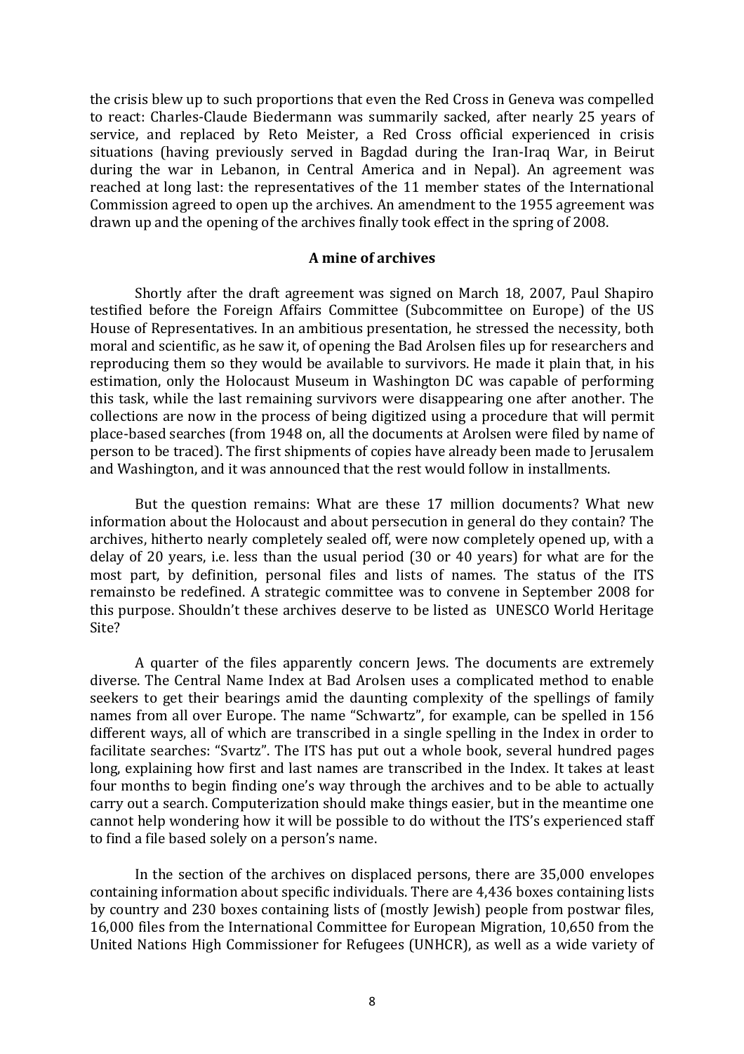the crisis blew up to such proportions that even the Red Cross in Geneva was compelled to react: Charles-Claude Biedermann was summarily sacked, after nearly 25 years of service, and replaced by Reto Meister, a Red Cross official experienced in crisis situations (having previously served in Bagdad during the Iran-Iraq War, in Beirut during the war in Lebanon, in Central America and in Nepal). An agreement was reached at long last: the representatives of the 11 member states of the International Commission agreed to open up the archives. An amendment to the 1955 agreement was drawn up and the opening of the archives finally took effect in the spring of 2008.

## A mine of archives

Shortly after the draft agreement was signed on March 18, 2007, Paul Shapiro testified before the Foreign Affairs Committee (Subcommittee on Europe) of the US House of Representatives. In an ambitious presentation, he stressed the necessity, both moral and scientific, as he saw it, of opening the Bad Arolsen files up for researchers and reproducing them so they would be available to survivors. He made it plain that, in his estimation, only the Holocaust Museum in Washington DC was capable of performing this task, while the last remaining survivors were disappearing one after another. The collections are now in the process of being digitized using a procedure that will permit place-based searches (from 1948 on, all the documents at Arolsen were filed by name of person to be traced). The first shipments of copies have already been made to Jerusalem and Washington, and it was announced that the rest would follow in installments.

But the question remains: What are these 17 million documents? What new information about the Holocaust and about persecution in general do they contain? The archives, hitherto nearly completely sealed off, were now completely opened up, with a delay of 20 years, i.e. less than the usual period (30 or 40 years) for what are for the most part, by definition, personal files and lists of names. The status of the ITS remainsto be redefined. A strategic committee was to convene in September 2008 for this purpose. Shouldn't these archives deserve to be listed as UNESCO World Heritage Site?

A quarter of the files apparently concern Jews. The documents are extremely diverse. The Central Name Index at Bad Arolsen uses a complicated method to enable seekers to get their bearings amid the daunting complexity of the spellings of family names from all over Europe. The name "Schwartz", for example, can be spelled in 156 different ways, all of which are transcribed in a single spelling in the Index in order to facilitate searches: "Svartz". The ITS has put out a whole book, several hundred pages long, explaining how first and last names are transcribed in the Index. It takes at least four months to begin finding one's way through the archives and to be able to actually carry out a search. Computerization should make things easier, but in the meantime one cannot help wondering how it will be possible to do without the ITS's experienced staff to find a file based solely on a person's name.

In the section of the archives on displaced persons, there are 35,000 envelopes containing information about specific individuals. There are 4,436 boxes containing lists by country and 230 boxes containing lists of (mostly Jewish) people from postwar files, 16,000 files from the International Committee for European Migration, 10,650 from the United Nations High Commissioner for Refugees (UNHCR), as well as a wide variety of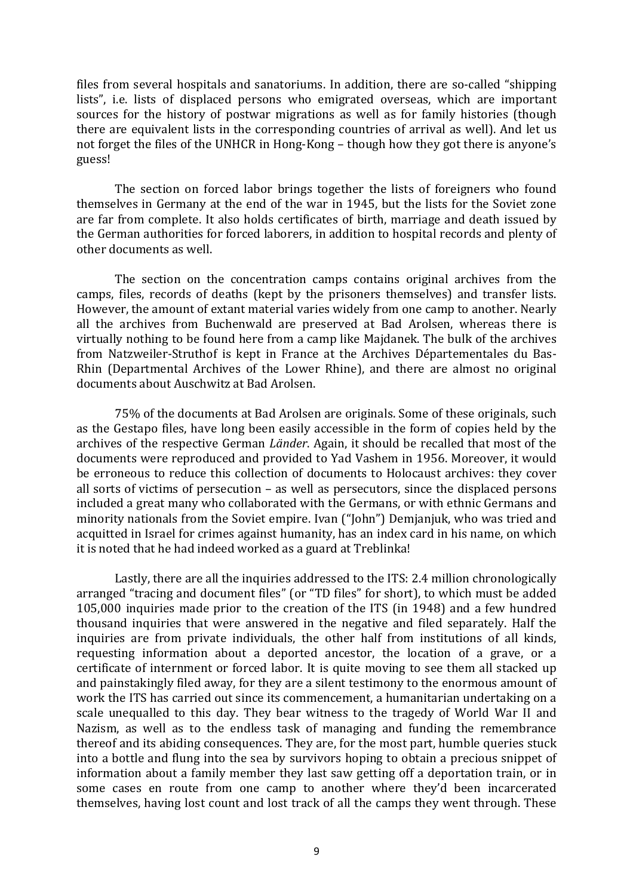files from several hospitals and sanatoriums. In addition, there are so-called "shipping lists", i.e. lists of displaced persons who emigrated overseas, which are important sources for the history of postwar migrations as well as for family histories (though there are equivalent lists in the corresponding countries of arrival as well). And let us not forget the files of the UNHCR in Hong-Kong – though how they got there is anyone's guess!

The section on forced labor brings together the lists of foreigners who found themselves in Germany at the end of the war in 1945, but the lists for the Soviet zone are far from complete. It also holds certificates of birth, marriage and death issued by the German authorities for forced laborers, in addition to hospital records and plenty of other documents as well.

The section on the concentration camps contains original archives from the camps, files, records of deaths (kept by the prisoners themselves) and transfer lists. However, the amount of extant material varies widely from one camp to another. Nearly all the archives from Buchenwald are preserved at Bad Arolsen, whereas there is virtually nothing to be found here from a camp like Majdanek. The bulk of the archives from Natzweiler-Struthof is kept in France at the Archives Départementales du Bas-Rhin (Departmental Archives of the Lower Rhine), and there are almost no original documents about Auschwitz at Bad Arolsen.

75% of the documents at Bad Arolsen are originals. Some of these originals, such as the Gestapo files, have long been easily accessible in the form of copies held by the archives of the respective German *Länder*. Again, it should be recalled that most of the documents were reproduced and provided to Yad Vashem in 1956. Moreover, it would be erroneous to reduce this collection of documents to Holocaust archives: they cover all sorts of victims of persecution – as well as persecutors, since the displaced persons included a great many who collaborated with the Germans, or with ethnic Germans and minority nationals from the Soviet empire. Ivan ("John") Demjanjuk, who was tried and acquitted in Israel for crimes against humanity, has an index card in his name, on which it is noted that he had indeed worked as a guard at Treblinka!

Lastly, there are all the inquiries addressed to the ITS: 2.4 million chronologically arranged "tracing and document files" (or "TD files" for short), to which must be added 105,000 inquiries made prior to the creation of the ITS (in 1948) and a few hundred thousand inquiries that were answered in the negative and filed separately. Half the inquiries are from private individuals, the other half from institutions of all kinds, requesting information about a deported ancestor, the location of a grave, or a certificate of internment or forced labor. It is quite moving to see them all stacked up and painstakingly filed away, for they are a silent testimony to the enormous amount of work the ITS has carried out since its commencement, a humanitarian undertaking on a scale unequalled to this day. They bear witness to the tragedy of World War II and Nazism, as well as to the endless task of managing and funding the remembrance thereof and its abiding consequences. They are, for the most part, humble queries stuck into a bottle and flung into the sea by survivors hoping to obtain a precious snippet of information about a family member they last saw getting off a deportation train, or in some cases en route from one camp to another where they'd been incarcerated themselves, having lost count and lost track of all the camps they went through. These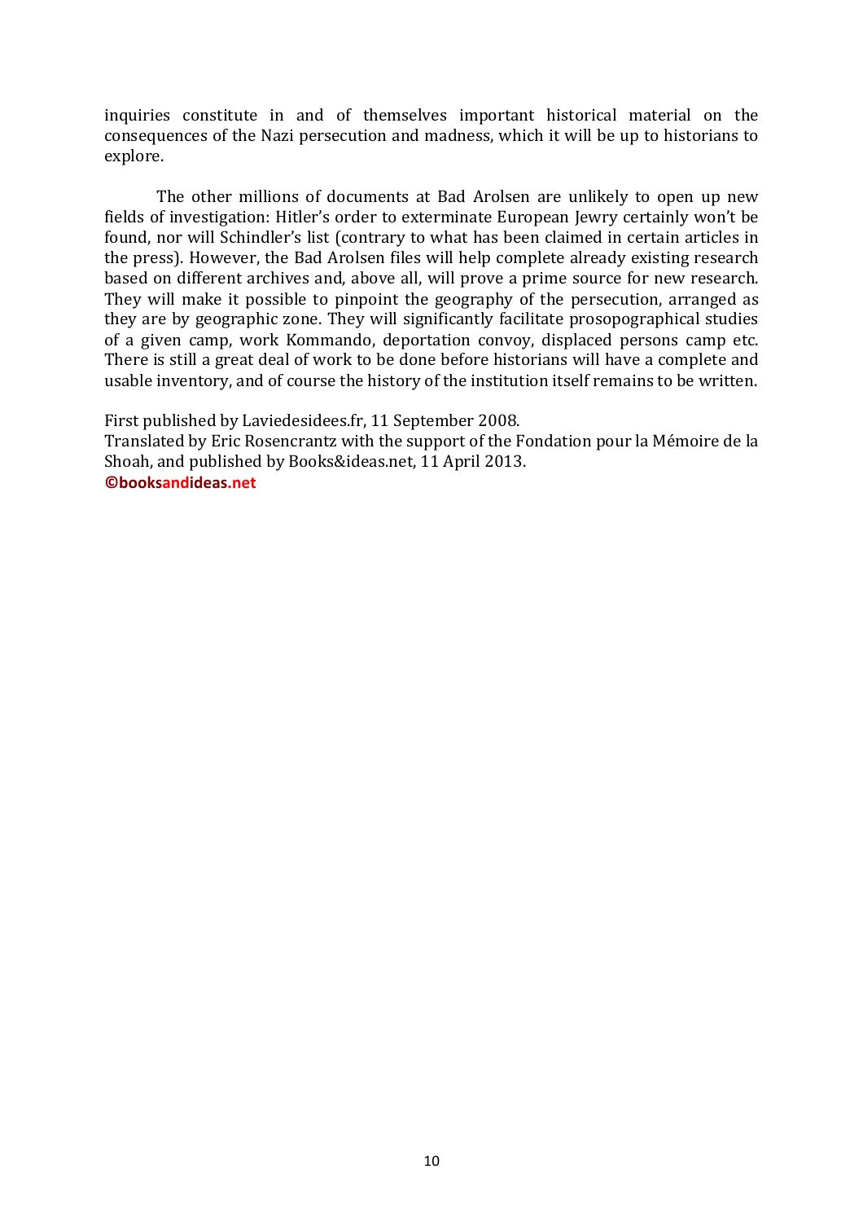inquiries constitute in and of themselves important historical material on the consequences of the Nazi persecution and madness, which it will be up to historians to explore.

The other millions of documents at Bad Arolsen are unlikely to open up new fields of investigation: Hitler's order to exterminate European Jewry certainly won't be found, nor will Schindler's list (contrary to what has been claimed in certain articles in the press). However, the Bad Arolsen files will help complete already existing research based on different archives and, above all, will prove a prime source for new research. They will make it possible to pinpoint the geography of the persecution, arranged as they are by geographic zone. They will significantly facilitate prosopographical studies of a given camp, work Kommando, deportation convoy, displaced persons camp etc. There is still a great deal of work to be done before historians will have a complete and usable inventory, and of course the history of the institution itself remains to be written.

First published by Laviedesidees.fr, 11 September 2008.
Translated by Eric Rosencrantz with the support of the Fondation pour la Mémoire de la Shoah, and published by Books&ideas.net, 11 April 2013.
**©booksandideas.net**